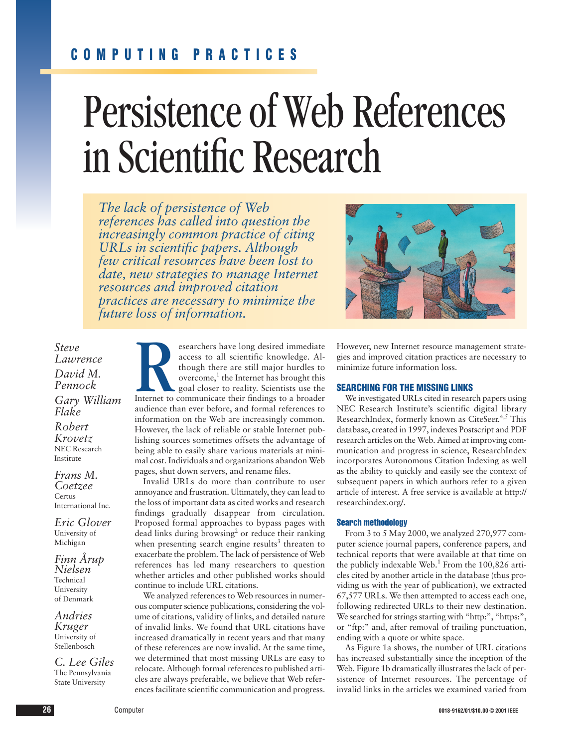# Persistence of Web References in Scientific Research

*The lack of persistence of Web references has called into question the increasingly common practice of citing URLs in scientific papers. Although few critical resources have been lost to date, new strategies to manage Internet resources and improved citation practices are necessary to minimize the future loss of information.*

*Steve Lawrence*
*David M. Pennock*
*Gary William Flake*
*Robert Krovetz*
NEC Research Institute

*Frans M. Coetzee*
Certus International Inc.

*Eric Glover*
University of Michigan

*Finn Årup Nielsen*
Technical University of Denmark

*Andries Kruger*
University of Stellenbosch

*C. Lee Giles*
The Pennsylvania State University

Researchers have long desired immediate access to all scientific knowledge. Although there are still major hurdles to overcome,[1] the Internet has brought this goal closer to reality. Scientists use the Internet to communicate their findings to a broader audience than ever before, and formal references to information on the Web are increasingly common. However, the lack of reliable or stable Internet publishing sources sometimes offsets the advantage of being able to easily share various materials at minimal cost. Individuals and organizations abandon Web pages, shut down servers, and rename files.

Invalid URLs do more than contribute to user annoyance and frustration. Ultimately, they can lead to the loss of important data as cited works and research findings gradually disappear from circulation. Proposed formal approaches to bypass pages with dead links during browsing[2] or reduce their ranking when presenting search engine results[3] threaten to exacerbate the problem. The lack of persistence of Web references has led many researchers to question whether articles and other published works should continue to include URL citations.

We analyzed references to Web resources in numerous computer science publications, considering the volume of citations, validity of links, and detailed nature of invalid links. We found that URL citations have increased dramatically in recent years and that many of these references are now invalid. At the same time, we determined that most missing URLs are easy to relocate. Although formal references to published articles are always preferable, we believe that Web references facilitate scientific communication and progress. However, new Internet resource management strategies and improved citation practices are necessary to minimize future information loss.

## SEARCHING FOR THE MISSING LINKS

We investigated URLs cited in research papers using NEC Research Institute's scientific digital library ResearchIndex, formerly known as CiteSeer.[4,5] This database, created in 1997, indexes Postscript and PDF research articles on the Web. Aimed at improving communication and progress in science, ResearchIndex incorporates Autonomous Citation Indexing as well as the ability to quickly and easily see the context of subsequent papers in which authors refer to a given article of interest. A free service is available at http://researchindex.org/.

### Search methodology

From 3 to 5 May 2000, we analyzed 270,977 computer science journal papers, conference papers, and technical reports that were available at that time on the publicly indexable Web.[1] From the 100,826 articles cited by another article in the database (thus providing us with the year of publication), we extracted 67,577 URLs. We then attempted to access each one, following redirected URLs to their new destination. We searched for strings starting with "http:", "https:", or "ftp:" and, after removal of trailing punctuation, ending with a quote or white space.

As Figure 1a shows, the number of URL citations has increased substantially since the inception of the Web. Figure 1b dramatically illustrates the lack of persistence of Internet resources. The percentage of invalid links in the articles we examined varied from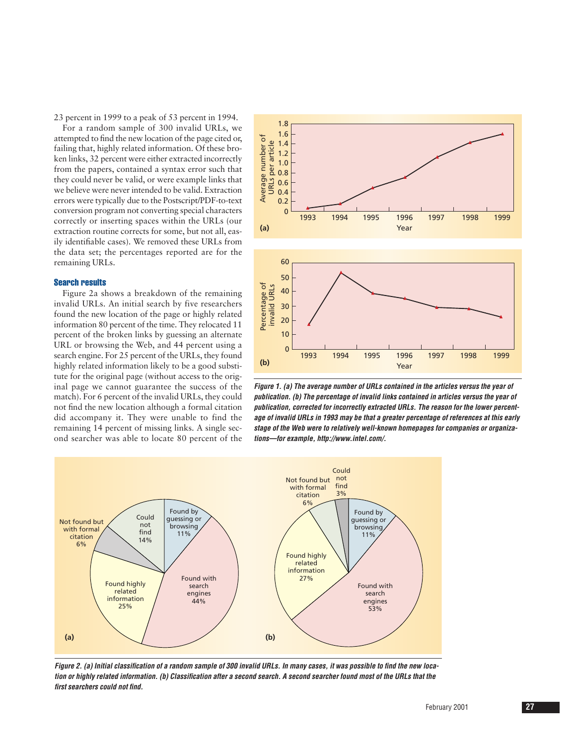23 percent in 1999 to a peak of 53 percent in 1994.

For a random sample of 300 invalid URLs, we attempted to find the new location of the page cited or, failing that, highly related information. Of these broken links, 32 percent were either extracted incorrectly from the papers, contained a syntax error such that they could never be valid, or were example links that we believe were never intended to be valid. Extraction errors were typically due to the Postscript/PDF-to-text conversion program not converting special characters correctly or inserting spaces within the URLs (our extraction routine corrects for some, but not all, easily identifiable cases). We removed these URLs from the data set; the percentages reported are for the remaining URLs.

### Search results

Figure 2a shows a breakdown of the remaining invalid URLs. An initial search by five researchers found the new location of the page or highly related information 80 percent of the time. They relocated 11 percent of the broken links by guessing an alternate URL or browsing the Web, and 44 percent using a search engine. For 25 percent of the URLs, they found highly related information likely to be a good substitute for the original page (without access to the original page we cannot guarantee the success of the match). For 6 percent of the invalid URLs, they could not find the new location although a formal citation did accompany it. They were unable to find the remaining 14 percent of missing links. A single second searcher was able to locate 80 percent of the

*Figure 1. (a) The average number of URLs contained in the articles versus the year of publication. (b) The percentage of invalid links contained in articles versus the year of publication, corrected for incorrectly extracted URLs. The reason for the lower percentage of invalid URLs in 1993 may be that a greater percentage of references at this early stage of the Web were to relatively well-known homepages for companies or organizations—for example, http://www.intel.com/.*

*Figure 2. (a) Initial classification of a random sample of 300 invalid URLs. In many cases, it was possible to find the new location or highly related information. (b) Classification after a second search. A second searcher found most of the URLs that the first searchers could not find.*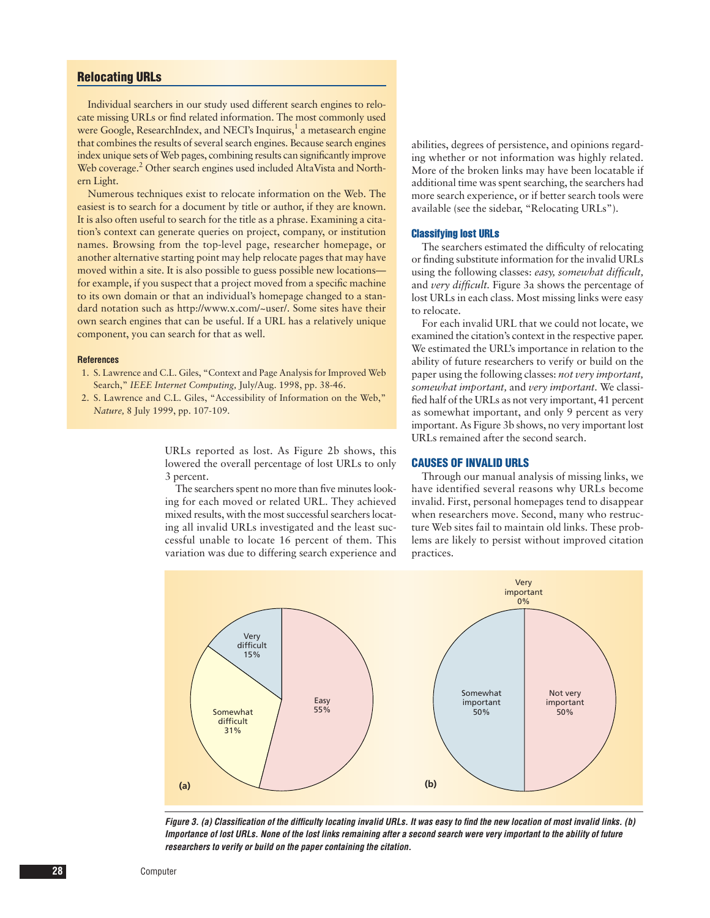## Relocating URLs

Individual searchers in our study used different search engines to relocate missing URLs or find related information. The most commonly used were Google, ResearchIndex, and NECI's Inquirus,[1] a metasearch engine that combines the results of several search engines. Because search engines index unique sets of Web pages, combining results can significantly improve Web coverage.[2] Other search engines used included AltaVista and Northern Light.

Numerous techniques exist to relocate information on the Web. The easiest is to search for a document by title or author, if they are known. It is also often useful to search for the title as a phrase. Examining a citation's context can generate queries on project, company, or institution names. Browsing from the top-level page, researcher homepage, or another alternative starting point may help relocate pages that may have moved within a site. It is also possible to guess possible new locations—for example, if you suspect that a project moved from a specific machine to its own domain or that an individual's homepage changed to a standard notation such as http://www.x.com/~user/. Some sites have their own search engines that can be useful. If a URL has a relatively unique component, you can search for that as well.

### References

1. S. Lawrence and C.L. Giles, "Context and Page Analysis for Improved Web Search," *IEEE Internet Computing,* July/Aug. 1998, pp. 38-46.
2. S. Lawrence and C.L. Giles, "Accessibility of Information on the Web," *Nature,* 8 July 1999, pp. 107-109.

---

URLs reported as lost. As Figure 2b shows, this lowered the overall percentage of lost URLs to only 3 percent.

The searchers spent no more than five minutes looking for each moved or related URL. They achieved mixed results, with the most successful searchers locating all invalid URLs investigated and the least successful unable to locate 16 percent of them. This variation was due to differing search experience and abilities, degrees of persistence, and opinions regarding whether or not information was highly related. More of the broken links may have been locatable if additional time was spent searching, the searchers had more search experience, or if better search tools were available (see the sidebar, "Relocating URLs").

### Classifying lost URLs

The searchers estimated the difficulty of relocating or finding substitute information for the invalid URLs using the following classes: *easy, somewhat difficult,* and *very difficult.* Figure 3a shows the percentage of lost URLs in each class. Most missing links were easy to relocate.

For each invalid URL that we could not locate, we examined the citation's context in the respective paper. We estimated the URL's importance in relation to the ability of future researchers to verify or build on the paper using the following classes: *not very important, somewhat important,* and *very important.* We classified half of the URLs as not very important, 41 percent as somewhat important, and only 9 percent as very important. As Figure 3b shows, no very important lost URLs remained after the second search.

## CAUSES OF INVALID URLS

Through our manual analysis of missing links, we have identified several reasons why URLs become invalid. First, personal homepages tend to disappear when researchers move. Second, many who restructure Web sites fail to maintain old links. These problems are likely to persist without improved citation practices.

(a) Easy 55%; Somewhat difficult 31%; Very difficult 15%

(b) Not very important 50%; Somewhat important 50%; Very important 0%

*Figure 3. (a) Classification of the difficulty locating invalid URLs. It was easy to find the new location of most invalid links. (b) Importance of lost URLs. None of the lost links remaining after a second search were very important to the ability of future researchers to verify or build on the paper containing the citation.*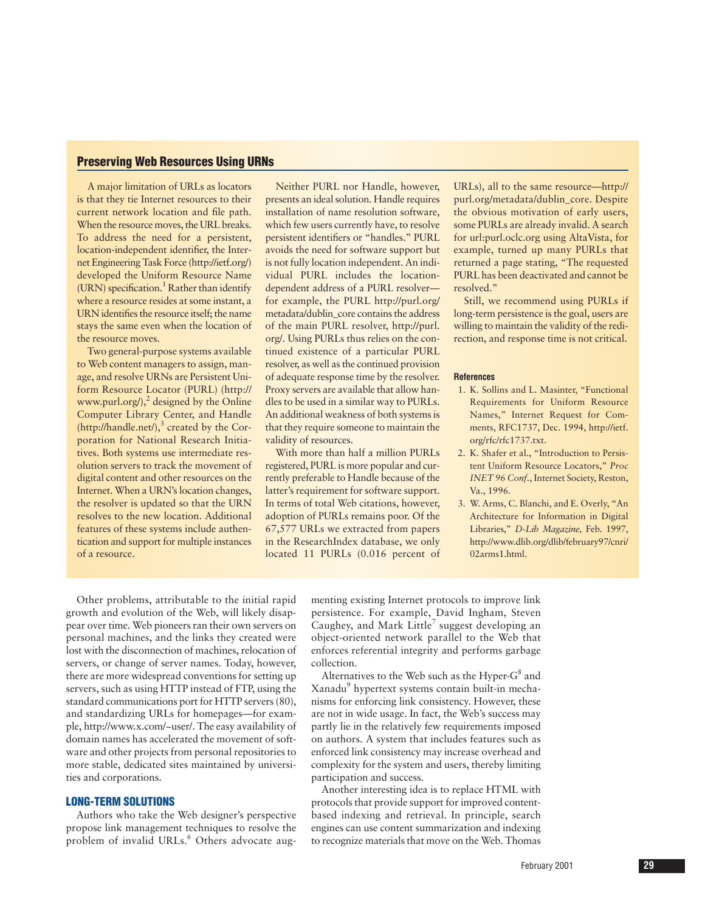## Preserving Web Resources Using URNs

A major limitation of URLs as locators is that they tie Internet resources to their current network location and file path. When the resource moves, the URL breaks. To address the need for a persistent, location-independent identifier, the Internet Engineering Task Force (http://ietf.org/) developed the Uniform Resource Name (URN) specification.[1] Rather than identify where a resource resides at some instant, a URN identifies the resource itself; the name stays the same even when the location of the resource moves.

Two general-purpose systems available to Web content managers to assign, manage, and resolve URNs are Persistent Uniform Resource Locator (PURL) (http://www.purl.org/),[2] designed by the Online Computer Library Center, and Handle (http://handle.net/),[3] created by the Corporation for National Research Initiatives. Both systems use intermediate resolution servers to track the movement of digital content and other resources on the Internet. When a URN's location changes, the resolver is updated so that the URN resolves to the new location. Additional features of these systems include authentication and support for multiple instances of a resource.

Neither PURL nor Handle, however, presents an ideal solution. Handle requires installation of name resolution software, which few users currently have, to resolve persistent identifiers or "handles." PURL avoids the need for software support but is not fully location independent. An individual PURL includes the location-dependent address of a PURL resolver—for example, the PURL http://purl.org/metadata/dublin_core contains the address of the main PURL resolver, http://purl.org/. Using PURLs thus relies on the continued existence of a particular PURL resolver, as well as the continued provision of adequate response time by the resolver. Proxy servers are available that allow handles to be used in a similar way to PURLs. An additional weakness of both systems is that they require someone to maintain the validity of resources.

With more than half a million PURLs registered, PURL is more popular and currently preferable to Handle because of the latter's requirement for software support. In terms of total Web citations, however, adoption of PURLs remains poor. Of the 67,577 URLs we extracted from papers in the ResearchIndex database, we only located 11 PURLs (0.016 percent of URLs), all to the same resource—http://purl.org/metadata/dublin_core. Despite the obvious motivation of early users, some PURLs are already invalid. A search for url:purl.oclc.org using AltaVista, for example, turned up many PURLs that returned a page stating, "The requested PURL has been deactivated and cannot be resolved."

Still, we recommend using PURLs if long-term persistence is the goal, users are willing to maintain the validity of the redirection, and response time is not critical.

### References

1. K. Sollins and L. Masinter, "Functional Requirements for Uniform Resource Names," Internet Request for Comments, RFC1737, Dec. 1994, http://ietf.org/rfc/rfc1737.txt.
2. K. Shafer et al., "Introduction to Persistent Uniform Resource Locators," *Proc INET 96 Conf.*, Internet Society, Reston, Va., 1996.
3. W. Arms, C. Blanchi, and E. Overly, "An Architecture for Information in Digital Libraries," *D-Lib Magazine,* Feb. 1997, http://www.dlib.org/dlib/february97/cnri/02arms1.html.

---

Other problems, attributable to the initial rapid growth and evolution of the Web, will likely disappear over time. Web pioneers ran their own servers on personal machines, and the links they created were lost with the disconnection of machines, relocation of servers, or change of server names. Today, however, there are more widespread conventions for setting up servers, such as using HTTP instead of FTP, using the standard communications port for HTTP servers (80), and standardizing URLs for homepages—for example, http://www.x.com/~user/. The easy availability of domain names has accelerated the movement of software and other projects from personal repositories to more stable, dedicated sites maintained by universities and corporations.

## LONG-TERM SOLUTIONS

Authors who take the Web designer's perspective propose link management techniques to resolve the problem of invalid URLs.[6] Others advocate augmenting existing Internet protocols to improve link persistence. For example, David Ingham, Steven Caughey, and Mark Little[7] suggest developing an object-oriented network parallel to the Web that enforces referential integrity and performs garbage collection.

Alternatives to the Web such as the Hyper-G[8] and Xanadu[9] hypertext systems contain built-in mechanisms for enforcing link consistency. However, these are not in wide usage. In fact, the Web's success may partly lie in the relatively few requirements imposed on authors. A system that includes features such as enforced link consistency may increase overhead and complexity for the system and users, thereby limiting participation and success.

Another interesting idea is to replace HTML with protocols that provide support for improved content-based indexing and retrieval. In principle, search engines can use content summarization and indexing to recognize materials that move on the Web. Thomas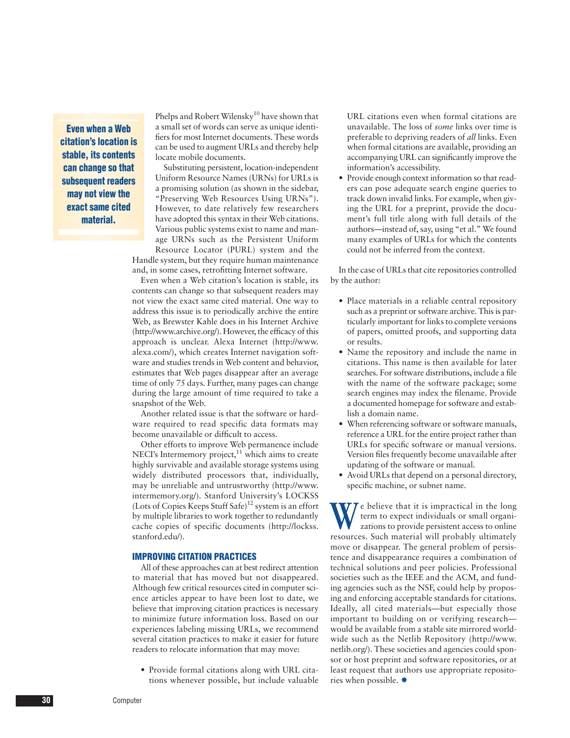Phelps and Robert Wilensky[10] have shown that a small set of words can serve as unique identifiers for most Internet documents. These words can be used to augment URLs and thereby help locate mobile documents.

Substituting persistent, location-independent Uniform Resource Names (URNs) for URLs is a promising solution (as shown in the sidebar, "Preserving Web Resources Using URNs"). However, to date relatively few researchers have adopted this syntax in their Web citations. Various public systems exist to name and manage URNs such as the Persistent Uniform Resource Locator (PURL) system and the Handle system, but they require human maintenance and, in some cases, retrofitting Internet software.

Even when a Web citation's location is stable, its contents can change so that subsequent readers may not view the exact same cited material. One way to address this issue is to periodically archive the entire Web, as Brewster Kahle does in his Internet Archive (http://www.archive.org/). However, the efficacy of this approach is unclear. Alexa Internet (http://www.alexa.com/), which creates Internet navigation software and studies trends in Web content and behavior, estimates that Web pages disappear after an average time of only 75 days. Further, many pages can change during the large amount of time required to take a snapshot of the Web.

Another related issue is that the software or hardware required to read specific data formats may become unavailable or difficult to access.

Other efforts to improve Web permanence include NECI's Intermemory project,[11] which aims to create highly survivable and available storage systems using widely distributed processors that, individually, may be unreliable and untrustworthy (http://www.intermemory.org/). Stanford University's LOCKSS (Lots of Copies Keeps Stuff Safe)[12] system is an effort by multiple libraries to work together to redundantly cache copies of specific documents (http://lockss.stanford.edu/).

## IMPROVING CITATION PRACTICES

All of these approaches can at best redirect attention to material that has moved but not disappeared. Although few critical resources cited in computer science articles appear to have been lost to date, we believe that improving citation practices is necessary to minimize future information loss. Based on our experiences labeling missing URLs, we recommend several citation practices to make it easier for future readers to relocate information that may move:

- Provide formal citations along with URL citations whenever possible, but include valuable URL citations even when formal citations are unavailable. The loss of *some* links over time is preferable to depriving readers of *all* links. Even when formal citations are available, providing an accompanying URL can significantly improve the information's accessibility.
- Provide enough context information so that readers can pose adequate search engine queries to track down invalid links. For example, when giving the URL for a preprint, provide the document's full title along with full details of the authors—instead of, say, using "et al." We found many examples of URLs for which the contents could not be inferred from the context.

In the case of URLs that cite repositories controlled by the author:

- Place materials in a reliable central repository such as a preprint or software archive. This is particularly important for links to complete versions of papers, omitted proofs, and supporting data or results.
- Name the repository and include the name in citations. This name is then available for later searches. For software distributions, include a file with the name of the software package; some search engines may index the filename. Provide a documented homepage for software and establish a domain name.
- When referencing software or software manuals, reference a URL for the entire project rather than URLs for specific software or manual versions. Version files frequently become unavailable after updating of the software or manual.
- Avoid URLs that depend on a personal directory, specific machine, or subnet name.

We believe that it is impractical in the long term to expect individuals or small organizations to provide persistent access to online resources. Such material will probably ultimately move or disappear. The general problem of persistence and disappearance requires a combination of technical solutions and peer policies. Professional societies such as the IEEE and the ACM, and funding agencies such as the NSF, could help by proposing and enforcing acceptable standards for citations. Ideally, all cited materials—but especially those important to building on or verifying research—would be available from a stable site mirrored worldwide such as the Netlib Repository (http://www.netlib.org/). These societies and agencies could sponsor or host preprint and software repositories, or at least request that authors use appropriate repositories when possible. ✸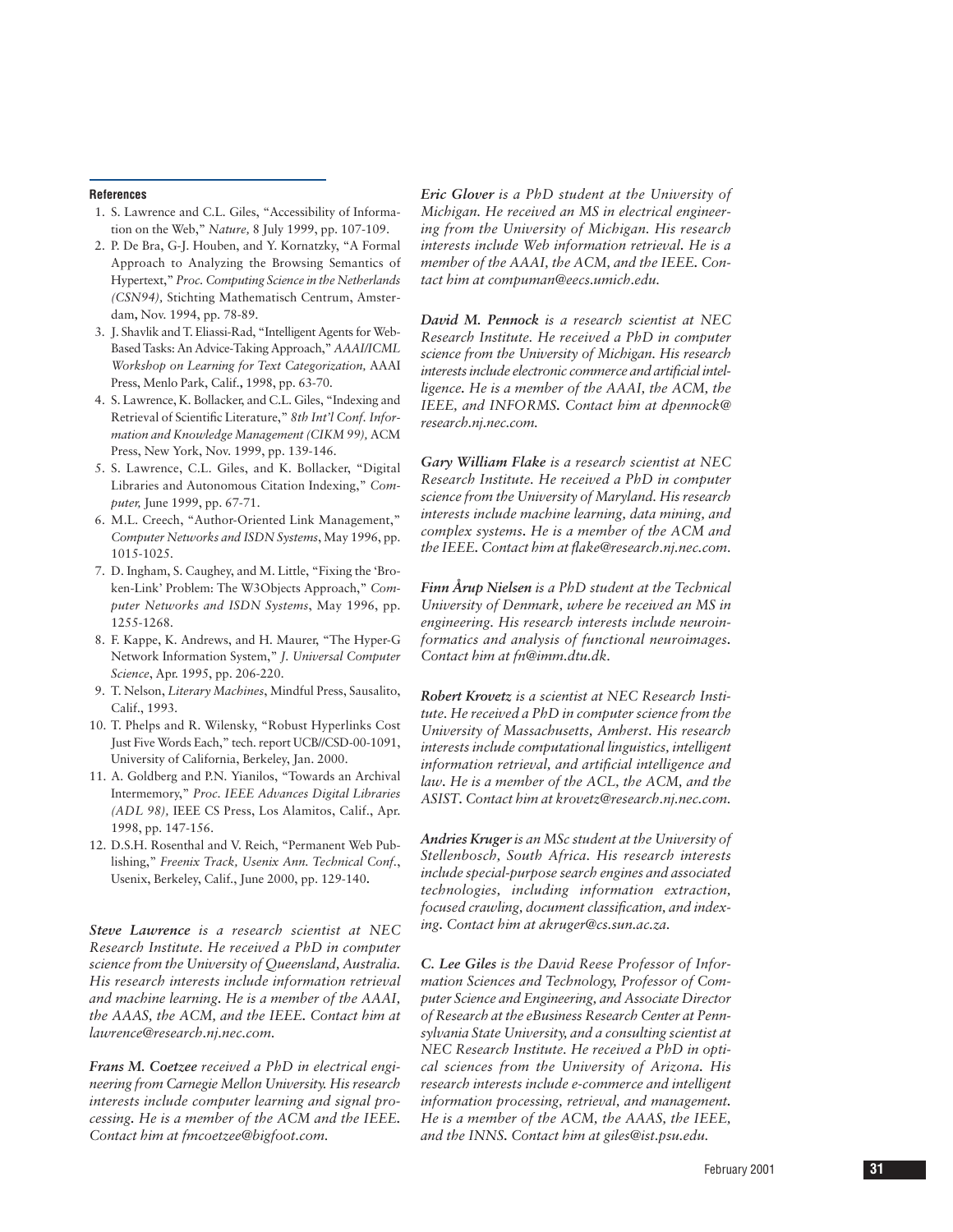## References

1. S. Lawrence and C.L. Giles, "Accessibility of Information on the Web," *Nature,* 8 July 1999, pp. 107-109.
2. P. De Bra, G-J. Houben, and Y. Kornatzky, "A Formal Approach to Analyzing the Browsing Semantics of Hypertext," *Proc. Computing Science in the Netherlands (CSN94),* Stichting Mathematisch Centrum, Amsterdam, Nov. 1994, pp. 78-89.
3. J. Shavlik and T. Eliassi-Rad, "Intelligent Agents for Web-Based Tasks: An Advice-Taking Approach," *AAAI/ICML Workshop on Learning for Text Categorization,* AAAI Press, Menlo Park, Calif., 1998, pp. 63-70.
4. S. Lawrence, K. Bollacker, and C.L. Giles, "Indexing and Retrieval of Scientific Literature," *8th Int'l Conf. Information and Knowledge Management (CIKM 99),* ACM Press, New York, Nov. 1999, pp. 139-146.
5. S. Lawrence, C.L. Giles, and K. Bollacker, "Digital Libraries and Autonomous Citation Indexing," *Computer,* June 1999, pp. 67-71.
6. M.L. Creech, "Author-Oriented Link Management," *Computer Networks and ISDN Systems*, May 1996, pp. 1015-1025.
7. D. Ingham, S. Caughey, and M. Little, "Fixing the 'Broken-Link' Problem: The W3Objects Approach," *Computer Networks and ISDN Systems*, May 1996, pp. 1255-1268.
8. F. Kappe, K. Andrews, and H. Maurer, "The Hyper-G Network Information System," *J. Universal Computer Science*, Apr. 1995, pp. 206-220.
9. T. Nelson, *Literary Machines*, Mindful Press, Sausalito, Calif., 1993.
10. T. Phelps and R. Wilensky, "Robust Hyperlinks Cost Just Five Words Each," tech. report UCB//CSD-00-1091, University of California, Berkeley, Jan. 2000.
11. A. Goldberg and P.N. Yianilos, "Towards an Archival Intermemory," *Proc. IEEE Advances Digital Libraries (ADL 98),* IEEE CS Press, Los Alamitos, Calif., Apr. 1998, pp. 147-156.
12. D.S.H. Rosenthal and V. Reich, "Permanent Web Publishing," *Freenix Track, Usenix Ann. Technical Conf.*, Usenix, Berkeley, Calif., June 2000, pp. 129-140.

***Steve Lawrence** is a research scientist at NEC Research Institute. He received a PhD in computer science from the University of Queensland, Australia. His research interests include information retrieval and machine learning. He is a member of the AAAI, the AAAS, the ACM, and the IEEE. Contact him at lawrence@research.nj.nec.com.*

***Frans M. Coetzee** received a PhD in electrical engineering from Carnegie Mellon University. His research interests include computer learning and signal processing. He is a member of the ACM and the IEEE. Contact him at fmcoetzee@bigfoot.com.*

***Eric Glover** is a PhD student at the University of Michigan. He received an MS in electrical engineering from the University of Michigan. His research interests include Web information retrieval. He is a member of the AAAI, the ACM, and the IEEE. Contact him at compuman@eecs.umich.edu.*

***David M. Pennock** is a research scientist at NEC Research Institute. He received a PhD in computer science from the University of Michigan. His research interests include electronic commerce and artificial intelligence. He is a member of the AAAI, the ACM, the IEEE, and INFORMS. Contact him at dpennock@research.nj.nec.com.*

***Gary William Flake** is a research scientist at NEC Research Institute. He received a PhD in computer science from the University of Maryland. His research interests include machine learning, data mining, and complex systems. He is a member of the ACM and the IEEE. Contact him at flake@research.nj.nec.com.*

***Finn Årup Nielsen** is a PhD student at the Technical University of Denmark, where he received an MS in engineering. His research interests include neuroinformatics and analysis of functional neuroimages. Contact him at fn@imm.dtu.dk.*

***Robert Krovetz** is a scientist at NEC Research Institute. He received a PhD in computer science from the University of Massachusetts, Amherst. His research interests include computational linguistics, intelligent information retrieval, and artificial intelligence and law. He is a member of the ACL, the ACM, and the ASIST. Contact him at krovetz@research.nj.nec.com.*

***Andries Kruger** is an MSc student at the University of Stellenbosch, South Africa. His research interests include special-purpose search engines and associated technologies, including information extraction, focused crawling, document classification, and indexing. Contact him at akruger@cs.sun.ac.za.*

***C. Lee Giles** is the David Reese Professor of Information Sciences and Technology, Professor of Computer Science and Engineering, and Associate Director of Research at the eBusiness Research Center at Pennsylvania State University, and a consulting scientist at NEC Research Institute. He received a PhD in optical sciences from the University of Arizona. His research interests include e-commerce and intelligent information processing, retrieval, and management. He is a member of the ACM, the AAAS, the IEEE, and the INNS. Contact him at giles@ist.psu.edu.*